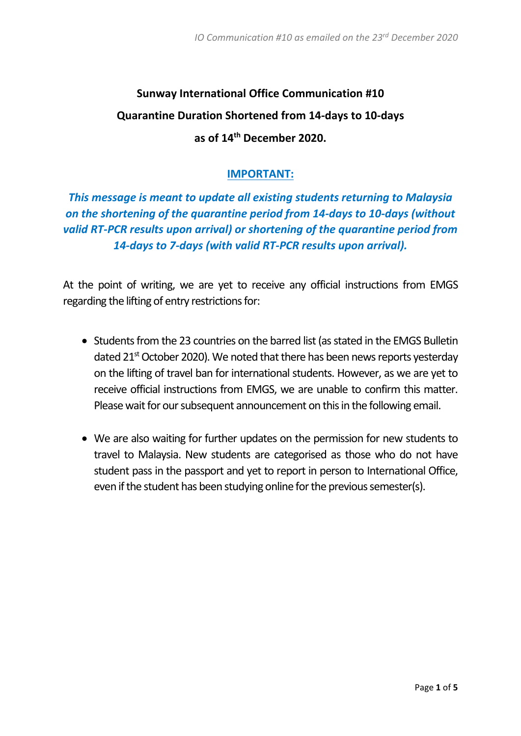*IO Communication #10 as emailed on the 23rd December 2020*

# Sunway International Office Communication #10

## Quarantine Duration Shortened from 14-days to 10-days as of 14th December 2020.

**IMPORTANT:**

***This message is meant to update all existing students returning to Malaysia on the shortening of the quarantine period from 14-days to 10-days (without valid RT-PCR results upon arrival) or shortening of the quarantine period from 14-days to 7-days (with valid RT-PCR results upon arrival).***

At the point of writing, we are yet to receive any official instructions from EMGS regarding the lifting of entry restrictions for:

- Students from the 23 countries on the barred list (as stated in the EMGS Bulletin dated 21st October 2020). We noted that there has been news reports yesterday on the lifting of travel ban for international students. However, as we are yet to receive official instructions from EMGS, we are unable to confirm this matter. Please wait for our subsequent announcement on this in the following email.

- We are also waiting for further updates on the permission for new students to travel to Malaysia. New students are categorised as those who do not have student pass in the passport and yet to report in person to International Office, even if the student has been studying online for the previous semester(s).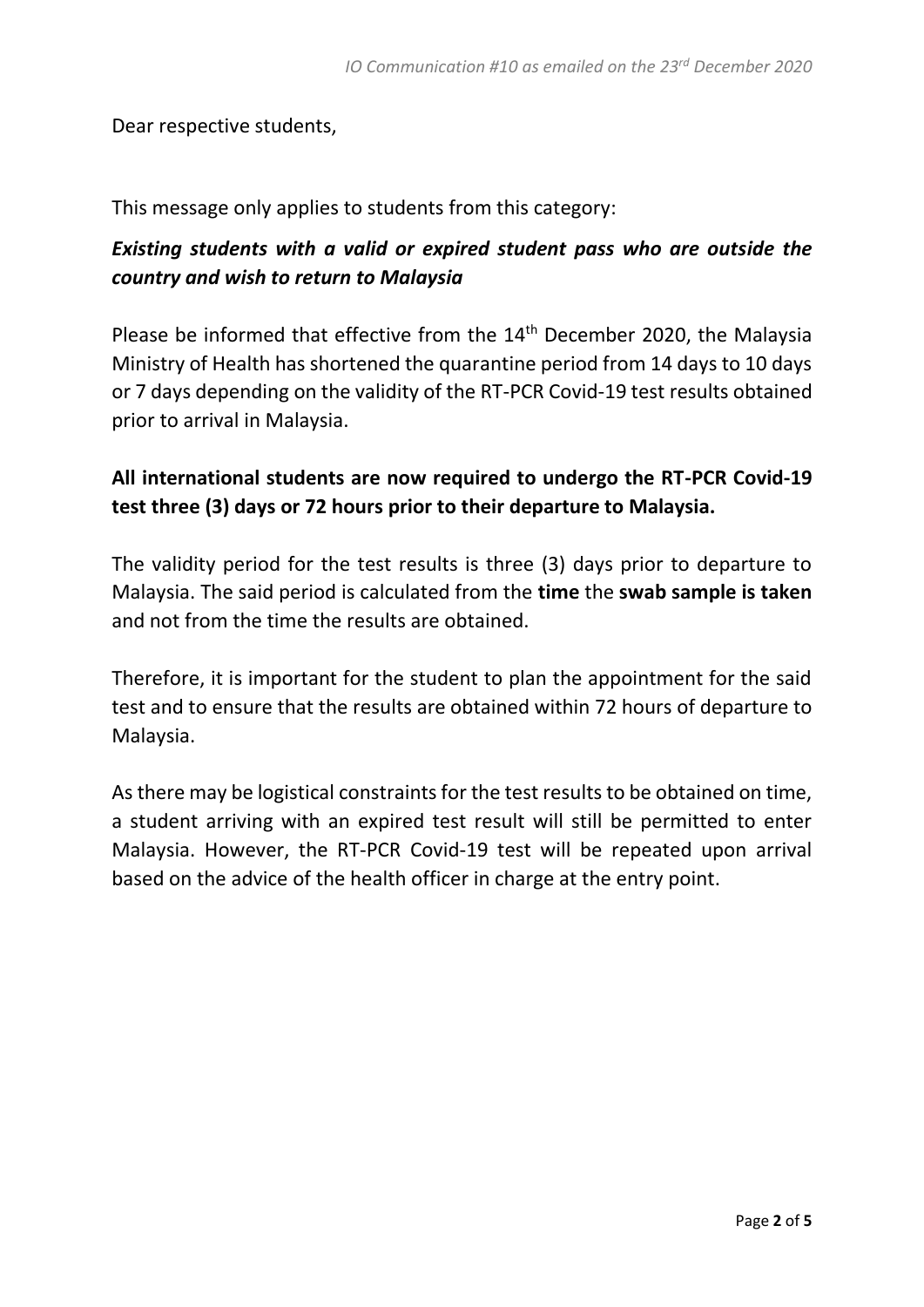Dear respective students,

This message only applies to students from this category:

***Existing students with a valid or expired student pass who are outside the country and wish to return to Malaysia***

Please be informed that effective from the 14th December 2020, the Malaysia Ministry of Health has shortened the quarantine period from 14 days to 10 days or 7 days depending on the validity of the RT-PCR Covid-19 test results obtained prior to arrival in Malaysia.

**All international students are now required to undergo the RT-PCR Covid-19 test three (3) days or 72 hours prior to their departure to Malaysia.**

The validity period for the test results is three (3) days prior to departure to Malaysia. The said period is calculated from the **time** the **swab sample is taken** and not from the time the results are obtained.

Therefore, it is important for the student to plan the appointment for the said test and to ensure that the results are obtained within 72 hours of departure to Malaysia.

As there may be logistical constraints for the test results to be obtained on time, a student arriving with an expired test result will still be permitted to enter Malaysia. However, the RT-PCR Covid-19 test will be repeated upon arrival based on the advice of the health officer in charge at the entry point.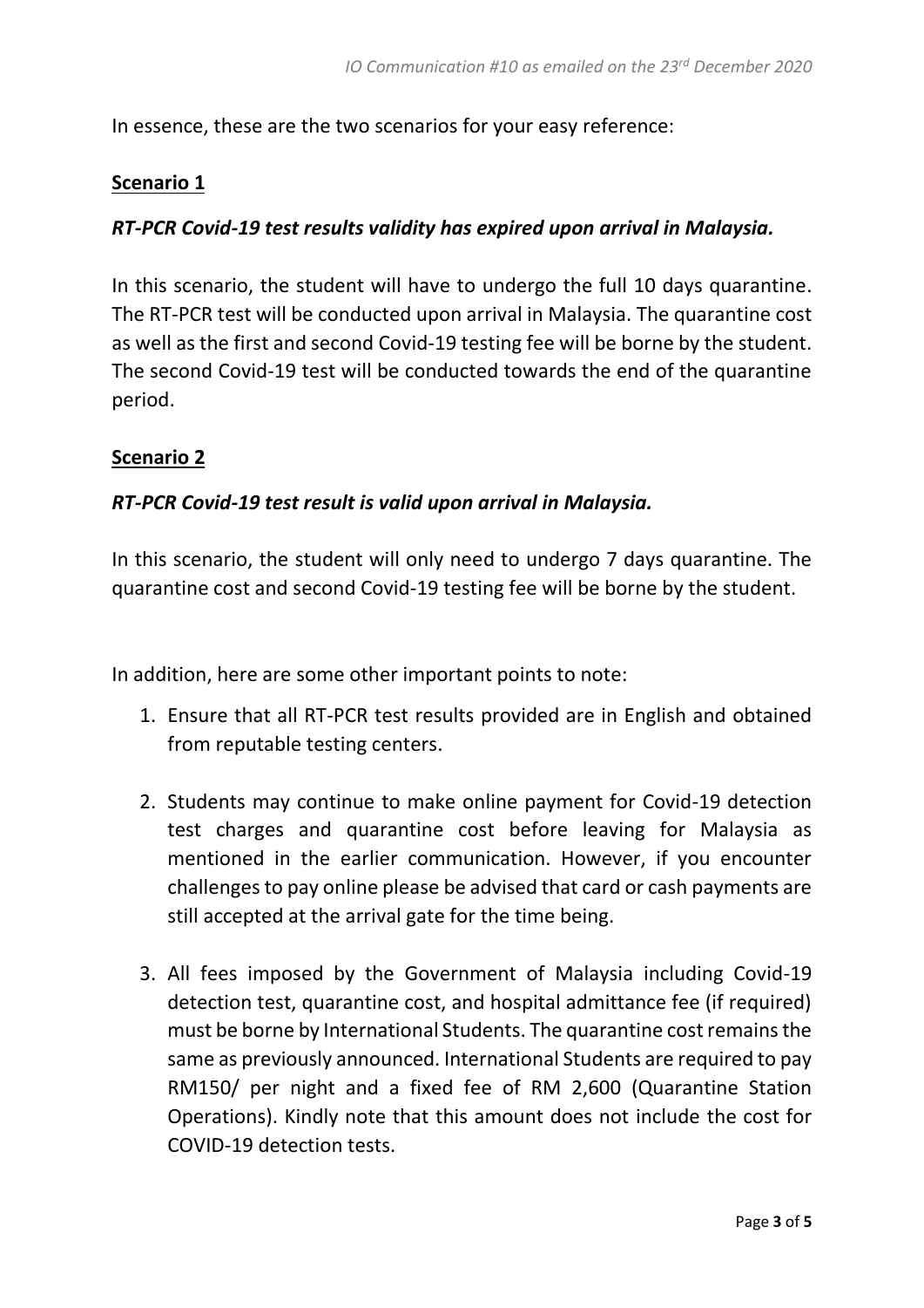In essence, these are the two scenarios for your easy reference:

**Scenario 1**

***RT-PCR Covid-19 test results validity has expired upon arrival in Malaysia.***

In this scenario, the student will have to undergo the full 10 days quarantine. The RT-PCR test will be conducted upon arrival in Malaysia. The quarantine cost as well as the first and second Covid-19 testing fee will be borne by the student. The second Covid-19 test will be conducted towards the end of the quarantine period.

**Scenario 2**

***RT-PCR Covid-19 test result is valid upon arrival in Malaysia.***

In this scenario, the student will only need to undergo 7 days quarantine. The quarantine cost and second Covid-19 testing fee will be borne by the student.

In addition, here are some other important points to note:

1. Ensure that all RT-PCR test results provided are in English and obtained from reputable testing centers.

2. Students may continue to make online payment for Covid-19 detection test charges and quarantine cost before leaving for Malaysia as mentioned in the earlier communication. However, if you encounter challenges to pay online please be advised that card or cash payments are still accepted at the arrival gate for the time being.

3. All fees imposed by the Government of Malaysia including Covid-19 detection test, quarantine cost, and hospital admittance fee (if required) must be borne by International Students. The quarantine cost remains the same as previously announced. International Students are required to pay RM150/ per night and a fixed fee of RM 2,600 (Quarantine Station Operations). Kindly note that this amount does not include the cost for COVID-19 detection tests.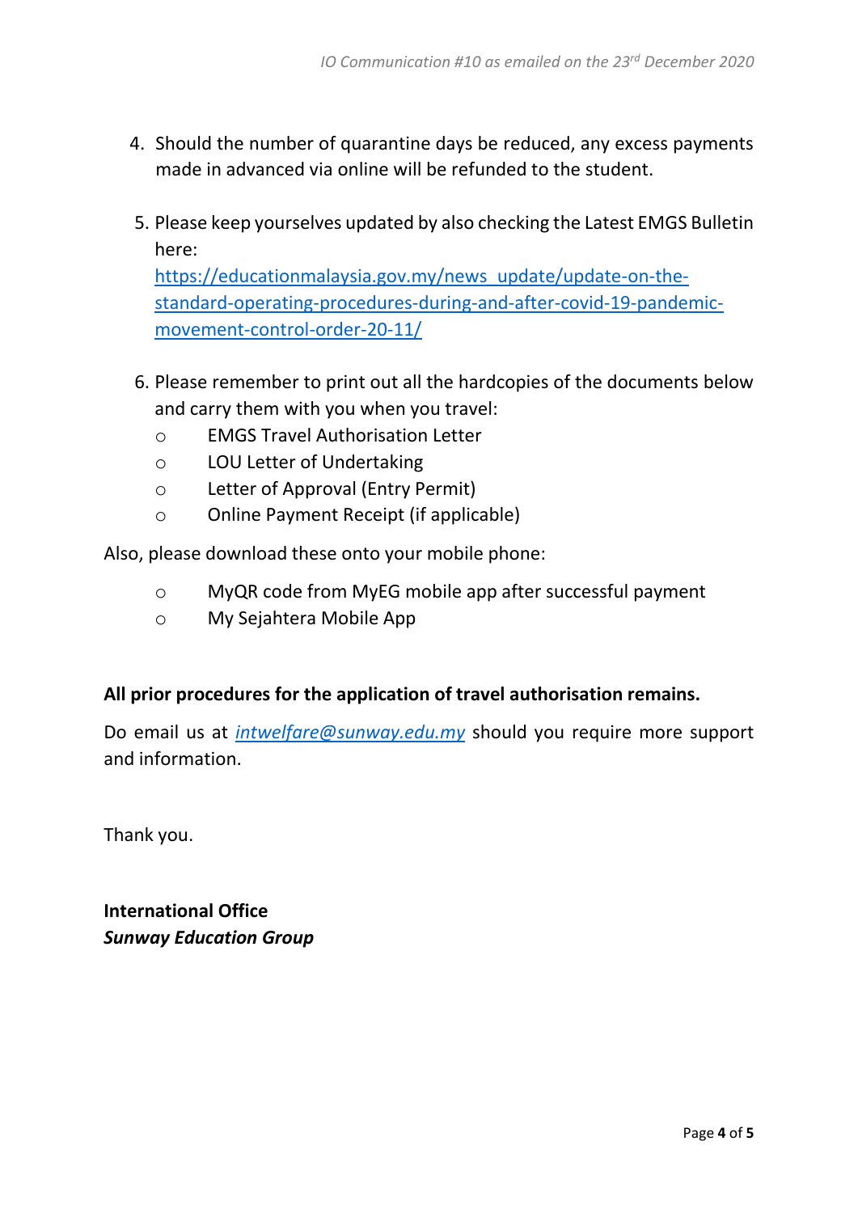4. Should the number of quarantine days be reduced, any excess payments made in advanced via online will be refunded to the student.

5. Please keep yourselves updated by also checking the Latest EMGS Bulletin here: [https://educationmalaysia.gov.my/news_update/update-on-the-standard-operating-procedures-during-and-after-covid-19-pandemic-movement-control-order-20-11/](https://educationmalaysia.gov.my/news_update/update-on-the-standard-operating-procedures-during-and-after-covid-19-pandemic-movement-control-order-20-11/)

6. Please remember to print out all the hardcopies of the documents below and carry them with you when you travel:
   - EMGS Travel Authorisation Letter
   - LOU Letter of Undertaking
   - Letter of Approval (Entry Permit)
   - Online Payment Receipt (if applicable)

Also, please download these onto your mobile phone:

- MyQR code from MyEG mobile app after successful payment
- My Sejahtera Mobile App

**All prior procedures for the application of travel authorisation remains.**

Do email us at *[intwelfare@sunway.edu.my](mailto:intwelfare@sunway.edu.my)* should you require more support and information.

Thank you.

**International Office**
***Sunway Education Group***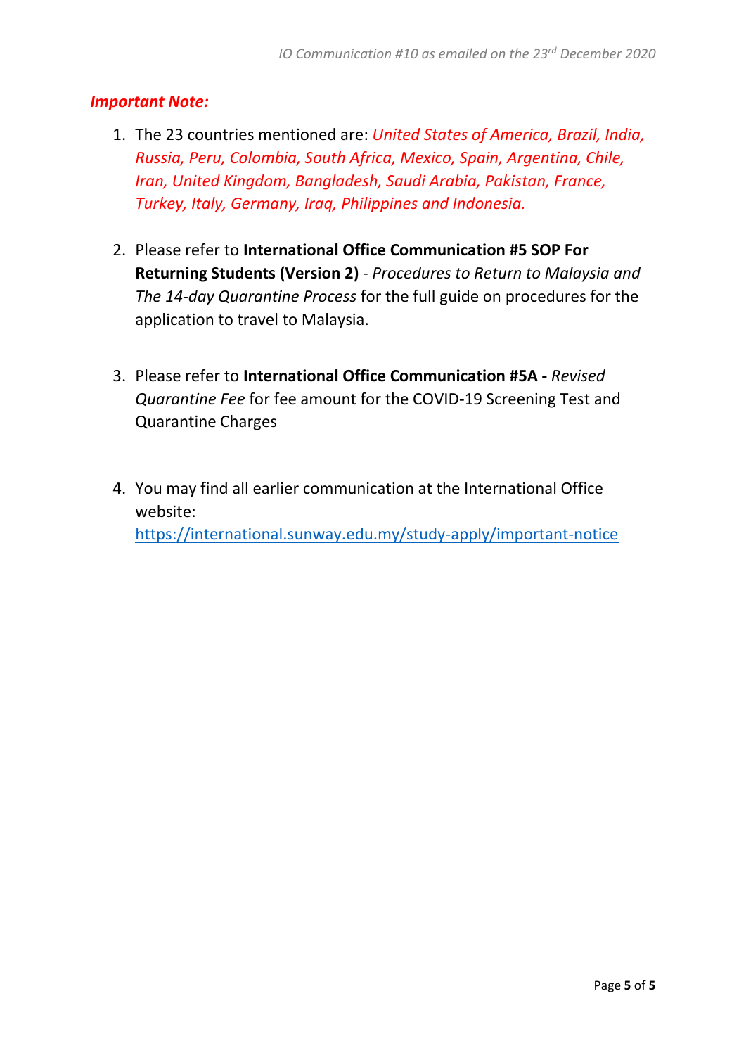***Important Note:***

1. The 23 countries mentioned are: *United States of America, Brazil, India, Russia, Peru, Colombia, South Africa, Mexico, Spain, Argentina, Chile, Iran, United Kingdom, Bangladesh, Saudi Arabia, Pakistan, France, Turkey, Italy, Germany, Iraq, Philippines and Indonesia.*

2. Please refer to **International Office Communication #5 SOP For Returning Students (Version 2)** - *Procedures to Return to Malaysia and The 14-day Quarantine Process* for the full guide on procedures for the application to travel to Malaysia.

3. Please refer to **International Office Communication #5A -** *Revised Quarantine Fee* for fee amount for the COVID-19 Screening Test and Quarantine Charges

4. You may find all earlier communication at the International Office website: https://international.sunway.edu.my/study-apply/important-notice